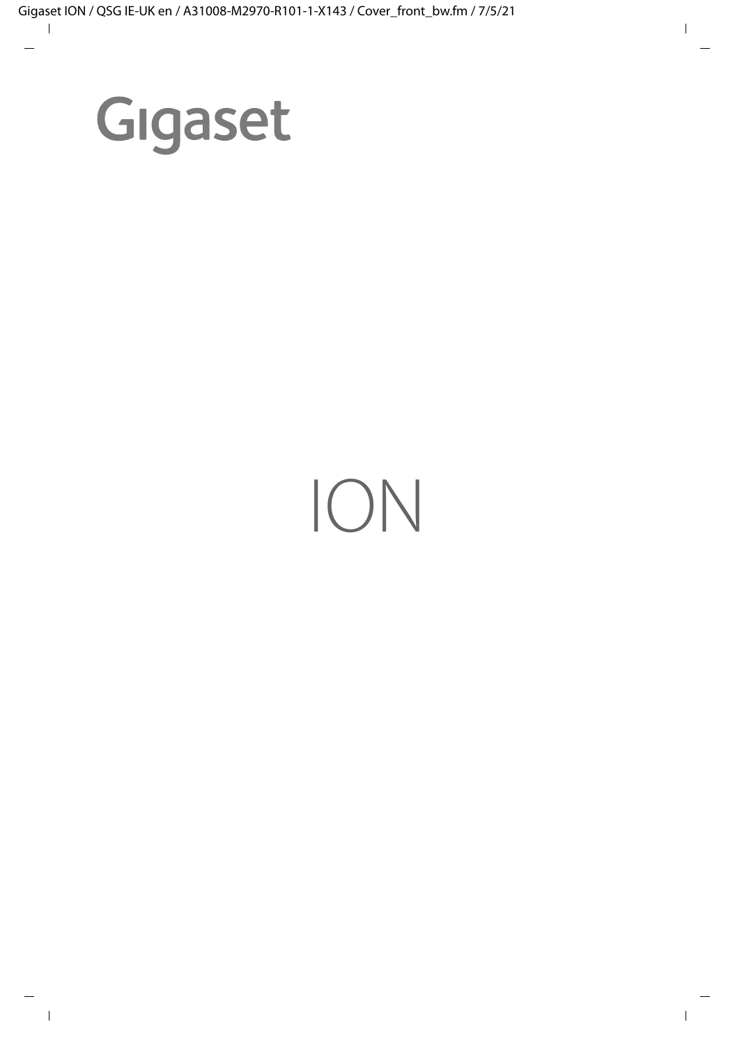# Gigaset

# ION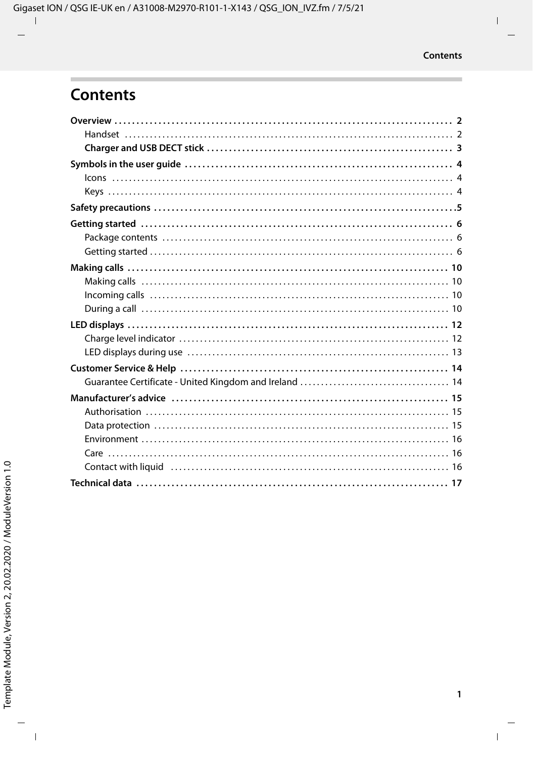# Contents

**Overview** .......... **2**
- Handset .......... 2
- **Charger and USB DECT stick** .......... **3**

**Symbols in the user guide** .......... **4**
- Icons .......... 4
- Keys .......... 4

**Safety precautions** .......... **5**

**Getting started** .......... **6**
- Package contents .......... 6
- Getting started .......... 6

**Making calls** .......... **10**
- Making calls .......... 10
- Incoming calls .......... 10
- During a call .......... 10

**LED displays** .......... **12**
- Charge level indicator .......... 12
- LED displays during use .......... 13

**Customer Service & Help** .......... **14**
- Guarantee Certificate - United Kingdom and Ireland .......... 14

**Manufacturer's advice** .......... **15**
- Authorisation .......... 15
- Data protection .......... 15
- Environment .......... 16
- Care .......... 16
- Contact with liquid .......... 16

**Technical data** .......... **17**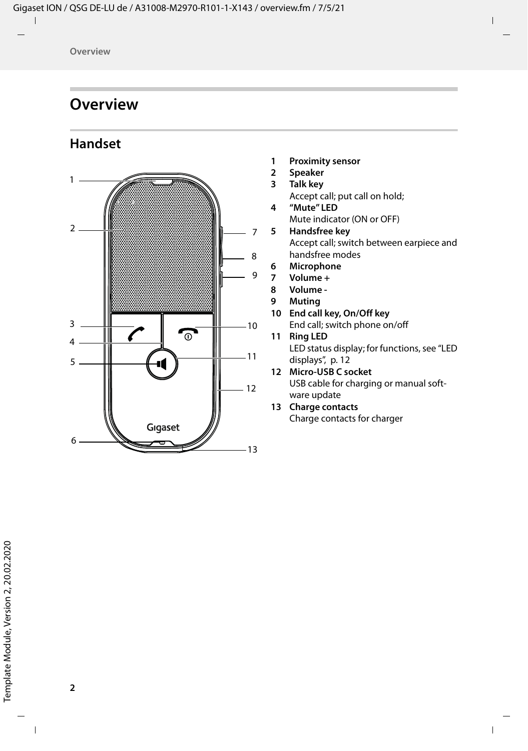# Overview

## Handset

1. **Proximity sensor**
2. **Speaker**
3. **Talk key**
   Accept call; put call on hold;
4. **"Mute" LED**
   Mute indicator (ON or OFF)
5. **Handsfree key**
   Accept call; switch between earpiece and handsfree modes
6. **Microphone**
7. **Volume +**
8. **Volume -**
9. **Muting**
10. **End call key, On/Off key**
    End call; switch phone on/off
11. **Ring LED**
    LED status display; for functions, see "LED displays", p. 12
12. **Micro-USB C socket**
    USB cable for charging or manual software update
13. **Charge contacts**
    Charge contacts for charger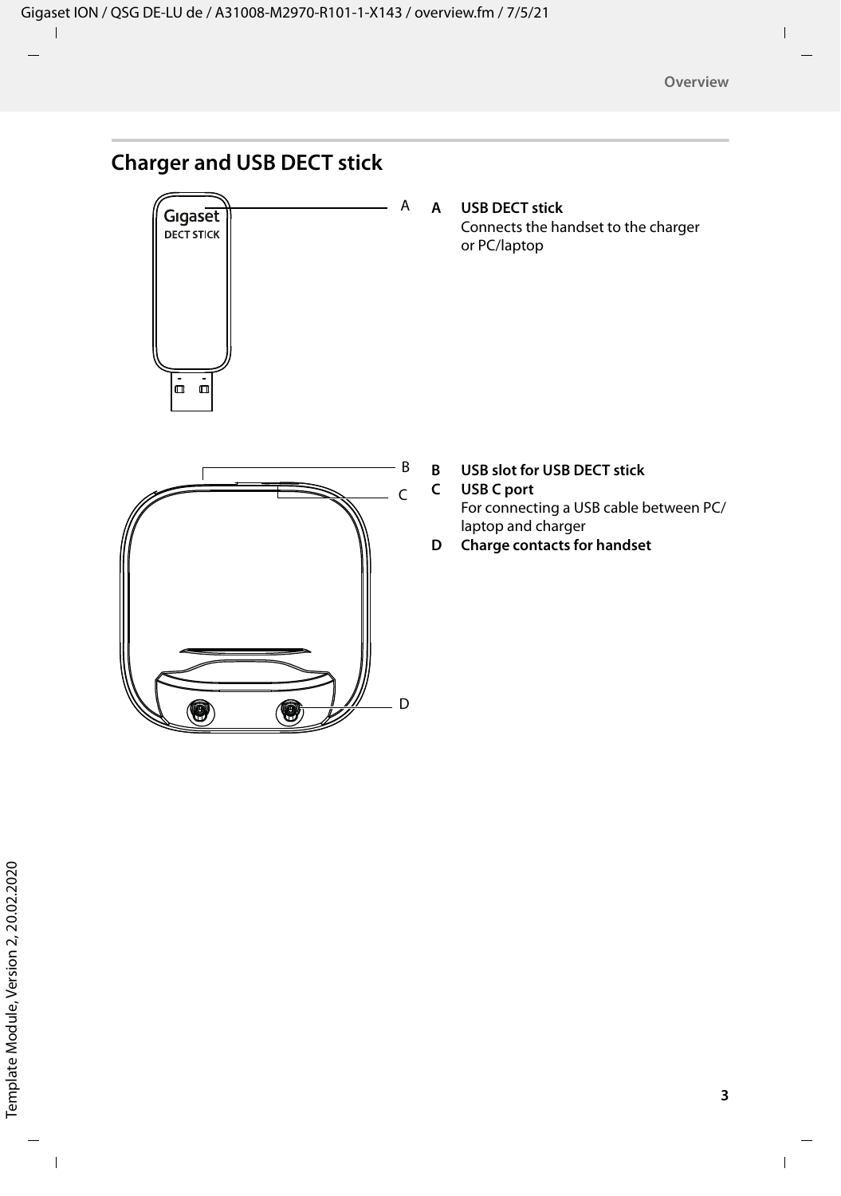## Charger and USB DECT stick

**A** **USB DECT stick**
Connects the handset to the charger or PC/laptop

**B** **USB slot for USB DECT stick**

**C** **USB C port**
For connecting a USB cable between PC/laptop and charger

**D** **Charge contacts for handset**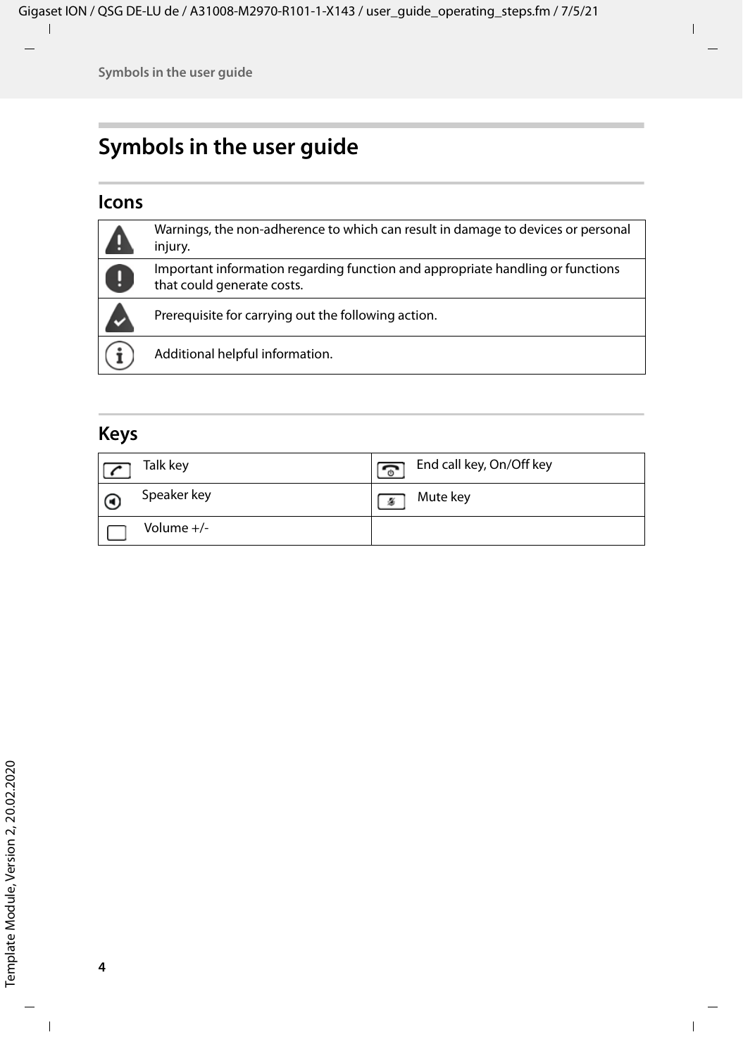# Symbols in the user guide

## Icons

| | |
|---|---|
| | Warnings, the non-adherence to which can result in damage to devices or personal injury. |
| | Important information regarding function and appropriate handling or functions that could generate costs. |
| | Prerequisite for carrying out the following action. |
| | Additional helpful information. |

## Keys

| | |
|---|---|
| Talk key | End call key, On/Off key |
| Speaker key | Mute key |
| Volume +/- | |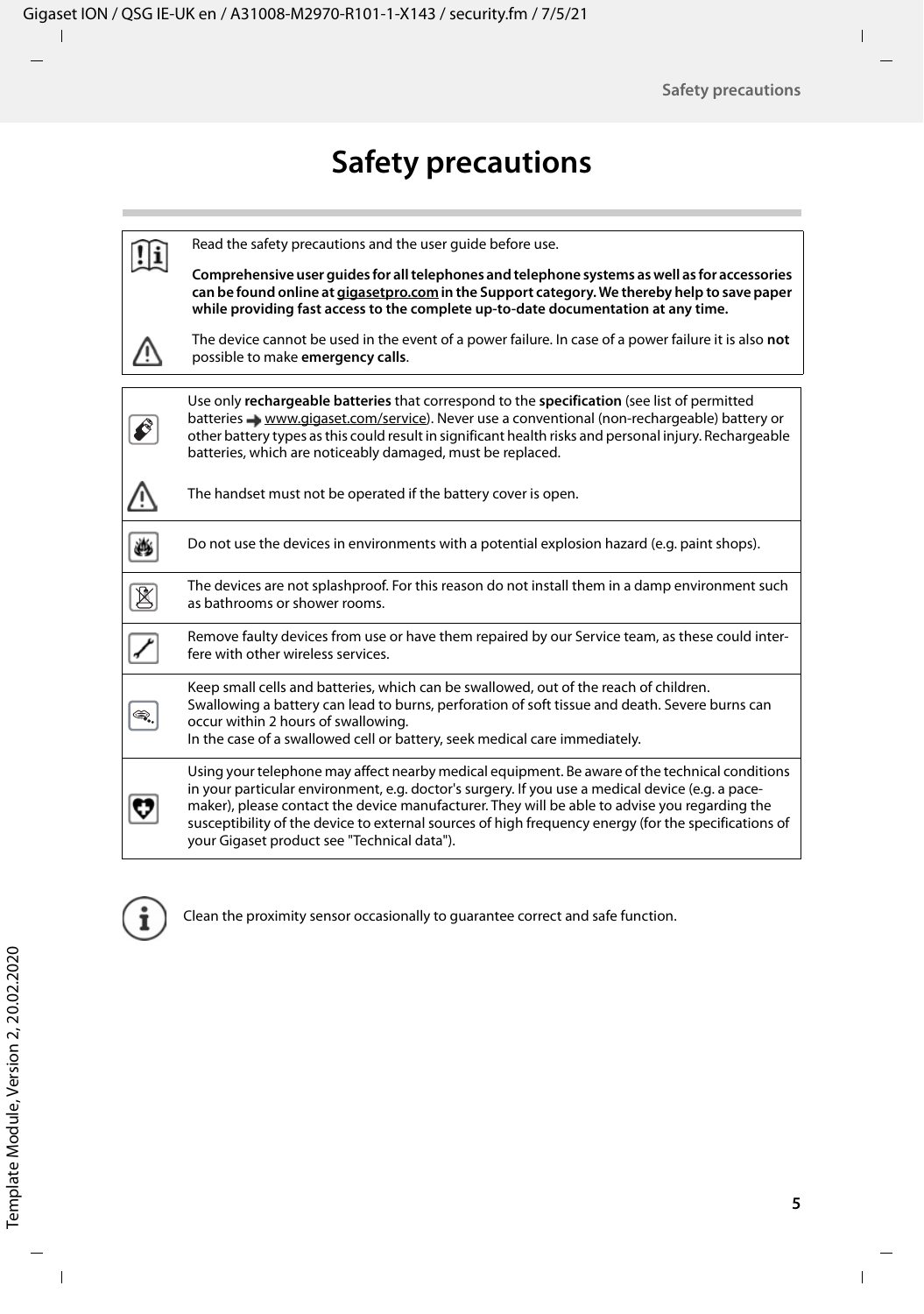# Safety precautions

Read the safety precautions and the user guide before use.

**Comprehensive user guides for all telephones and telephone systems as well as for accessories can be found online at gigasetpro.com in the Support category. We thereby help to save paper while providing fast access to the complete up-to-date documentation at any time.**

The device cannot be used in the event of a power failure. In case of a power failure it is also **not** possible to make **emergency calls**.

---

Use only **rechargeable batteries** that correspond to the **specification** (see list of permitted batteries → www.gigaset.com/service). Never use a conventional (non-rechargeable) battery or other battery types as this could result in significant health risks and personal injury. Rechargeable batteries, which are noticeably damaged, must be replaced.

The handset must not be operated if the battery cover is open.

---

Do not use the devices in environments with a potential explosion hazard (e.g. paint shops).

---

The devices are not splashproof. For this reason do not install them in a damp environment such as bathrooms or shower rooms.

---

Remove faulty devices from use or have them repaired by our Service team, as these could interfere with other wireless services.

---

Keep small cells and batteries, which can be swallowed, out of the reach of children.
Swallowing a battery can lead to burns, perforation of soft tissue and death. Severe burns can occur within 2 hours of swallowing.
In the case of a swallowed cell or battery, seek medical care immediately.

---

Using your telephone may affect nearby medical equipment. Be aware of the technical conditions in your particular environment, e.g. doctor's surgery. If you use a medical device (e.g. a pacemaker), please contact the device manufacturer. They will be able to advise you regarding the susceptibility of the device to external sources of high frequency energy (for the specifications of your Gigaset product see "Technical data").

---

Clean the proximity sensor occasionally to guarantee correct and safe function.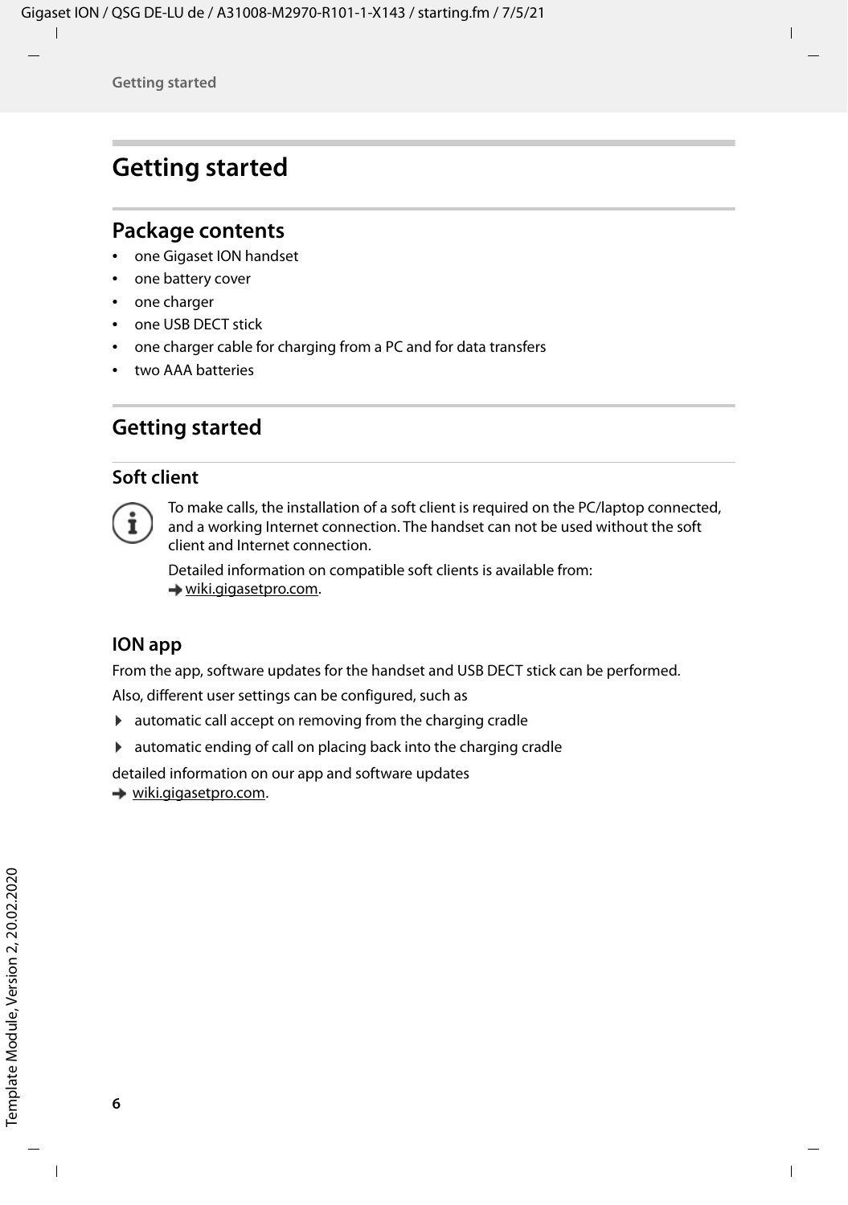# Getting started

## Package contents

- one Gigaset ION handset
- one battery cover
- one charger
- one USB DECT stick
- one charger cable for charging from a PC and for data transfers
- two AAA batteries

## Getting started

### Soft client

To make calls, the installation of a soft client is required on the PC/laptop connected, and a working Internet connection. The handset can not be used without the soft client and Internet connection.

Detailed information on compatible soft clients is available from:
→ wiki.gigasetpro.com.

### ION app

From the app, software updates for the handset and USB DECT stick can be performed.

Also, different user settings can be configured, such as

- automatic call accept on removing from the charging cradle
- automatic ending of call on placing back into the charging cradle

detailed information on our app and software updates
→ wiki.gigasetpro.com.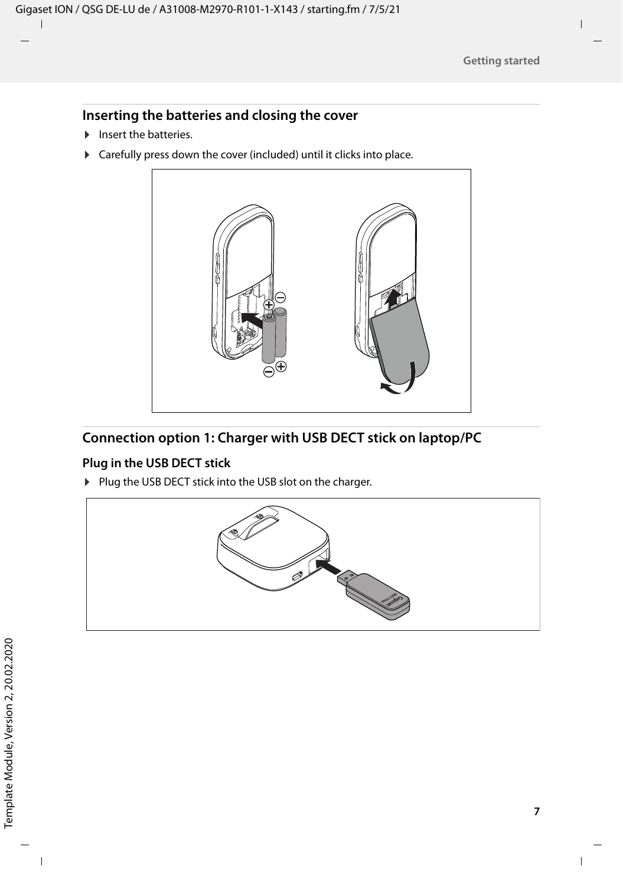## Inserting the batteries and closing the cover

- Insert the batteries.
- Carefully press down the cover (included) until it clicks into place.

## Connection option 1: Charger with USB DECT stick on laptop/PC

### Plug in the USB DECT stick

- Plug the USB DECT stick into the USB slot on the charger.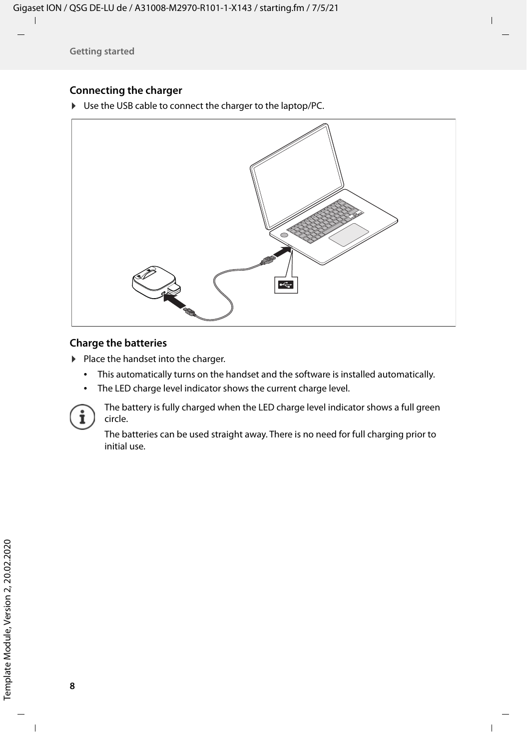## Connecting the charger

- Use the USB cable to connect the charger to the laptop/PC.

## Charge the batteries

- Place the handset into the charger.
  - This automatically turns on the handset and the software is installed automatically.
  - The LED charge level indicator shows the current charge level.

The battery is fully charged when the LED charge level indicator shows a full green circle.

The batteries can be used straight away. There is no need for full charging prior to initial use.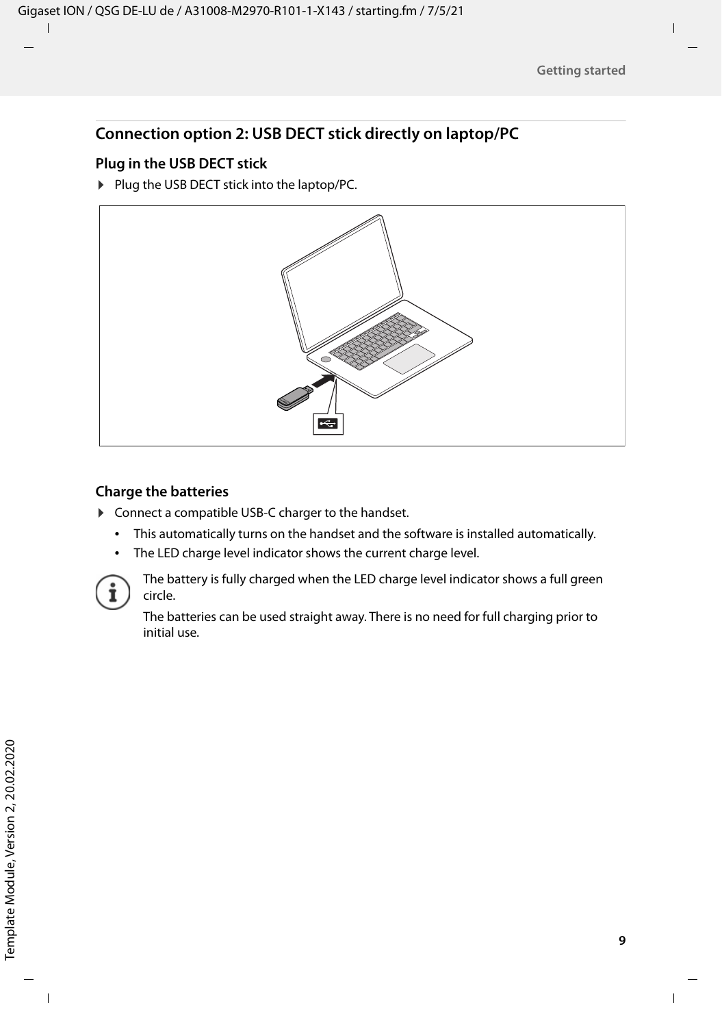## Connection option 2: USB DECT stick directly on laptop/PC

### Plug in the USB DECT stick

- Plug the USB DECT stick into the laptop/PC.

### Charge the batteries

- Connect a compatible USB-C charger to the handset.
  - This automatically turns on the handset and the software is installed automatically.
  - The LED charge level indicator shows the current charge level.

The battery is fully charged when the LED charge level indicator shows a full green circle.

The batteries can be used straight away. There is no need for full charging prior to initial use.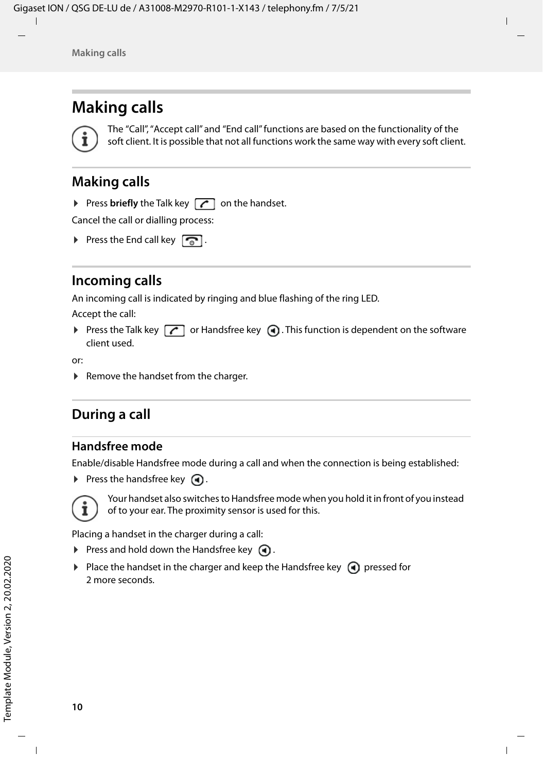# Making calls

The “Call”, “Accept call” and “End call” functions are based on the functionality of the soft client. It is possible that not all functions work the same way with every soft client.

## Making calls

- Press **briefly** the Talk key on the handset.

Cancel the call or dialling process:

- Press the End call key .

## Incoming calls

An incoming call is indicated by ringing and blue flashing of the ring LED.

Accept the call:

- Press the Talk key or Handsfree key . This function is dependent on the software client used.

or:

- Remove the handset from the charger.

## During a call

### Handsfree mode

Enable/disable Handsfree mode during a call and when the connection is being established:

- Press the handsfree key .

Your handset also switches to Handsfree mode when you hold it in front of you instead of to your ear. The proximity sensor is used for this.

Placing a handset in the charger during a call:

- Press and hold down the Handsfree key .
- Place the handset in the charger and keep the Handsfree key pressed for 2 more seconds.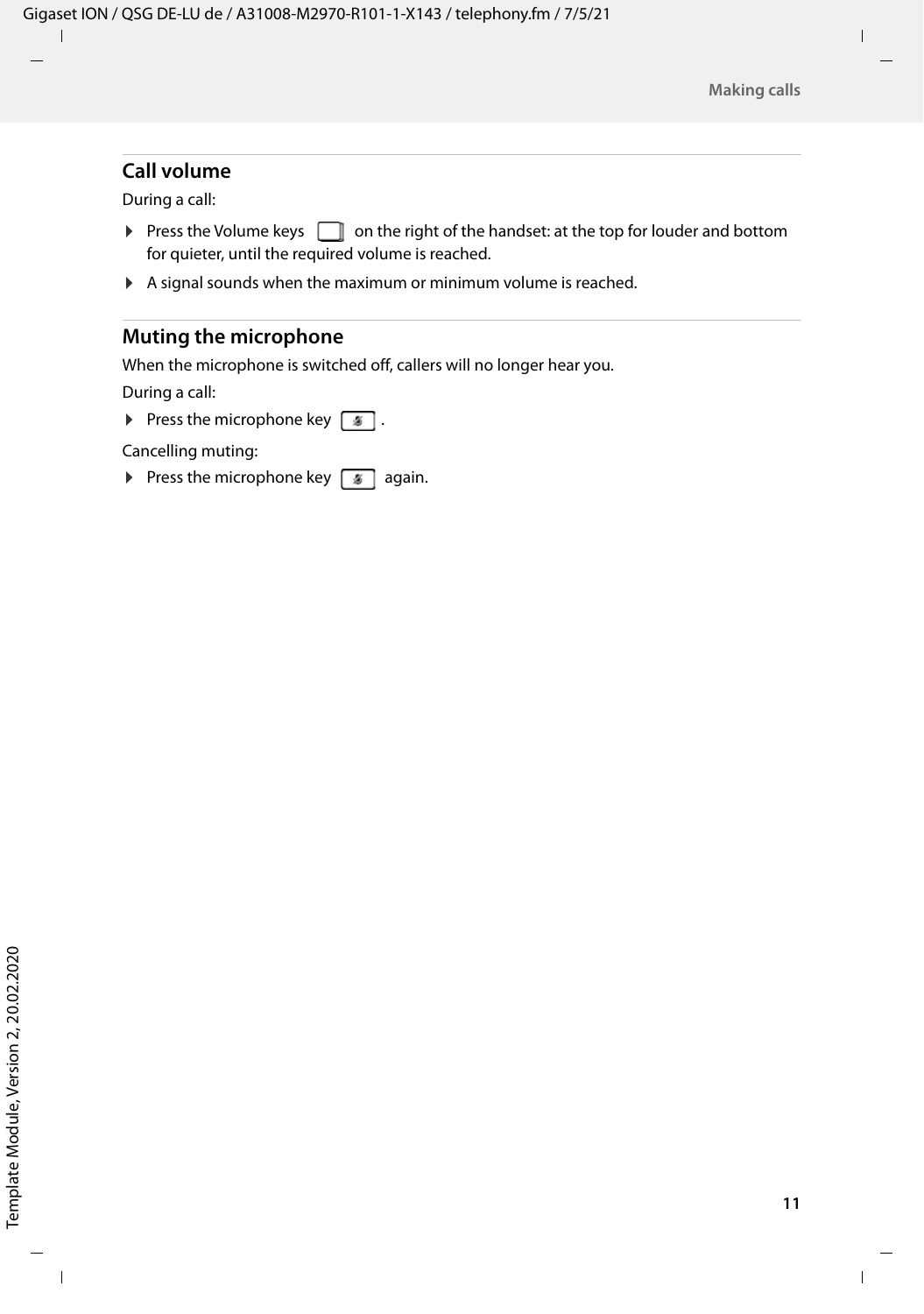## Call volume

During a call:

- Press the Volume keys on the right of the handset: at the top for louder and bottom for quieter, until the required volume is reached.
- A signal sounds when the maximum or minimum volume is reached.

## Muting the microphone

When the microphone is switched off, callers will no longer hear you.

During a call:

- Press the microphone key .

Cancelling muting:

- Press the microphone key again.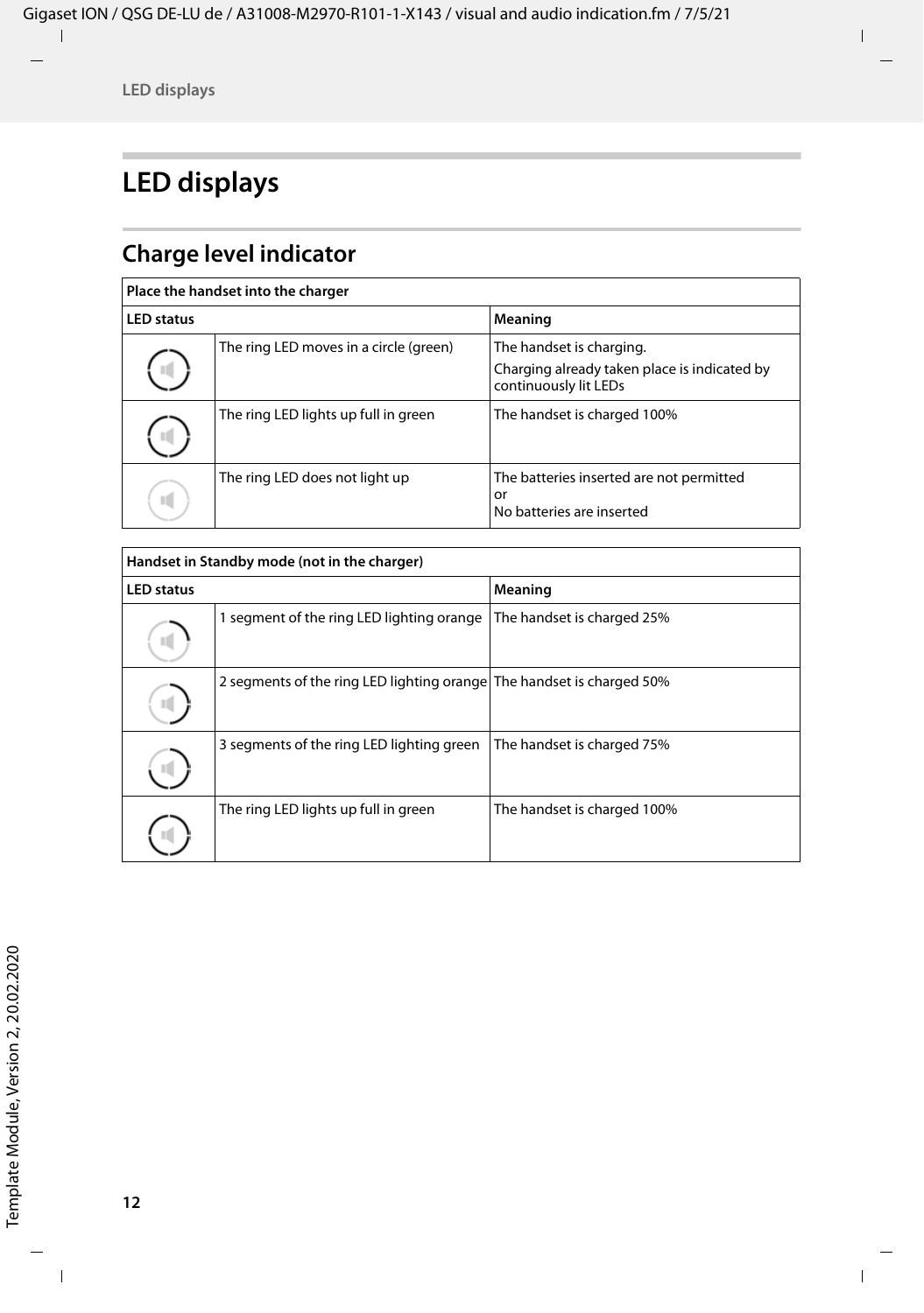# LED displays

## Charge level indicator

| Place the handset into the charger | | |
|---|---|---|
| **LED status** | | **Meaning** |
| | The ring LED moves in a circle (green) | The handset is charging.<br>Charging already taken place is indicated by continuously lit LEDs |
| | The ring LED lights up full in green | The handset is charged 100% |
| | The ring LED does not light up | The batteries inserted are not permitted<br>or<br>No batteries are inserted |

| Handset in Standby mode (not in the charger) | | |
|---|---|---|
| **LED status** | | **Meaning** |
| | 1 segment of the ring LED lighting orange | The handset is charged 25% |
| | 2 segments of the ring LED lighting orange | The handset is charged 50% |
| | 3 segments of the ring LED lighting green | The handset is charged 75% |
| | The ring LED lights up full in green | The handset is charged 100% |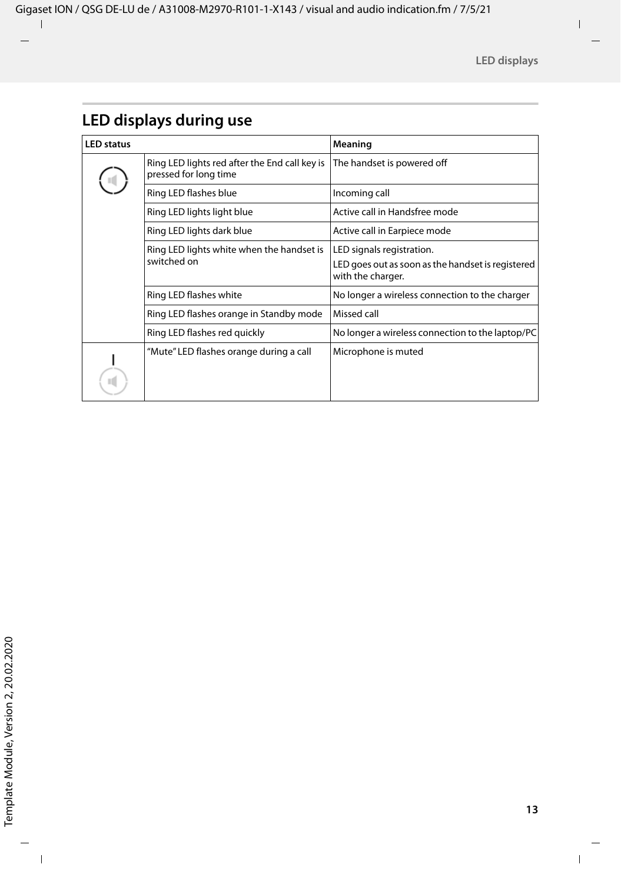## LED displays during use

| LED status | | Meaning |
|---|---|---|
| | Ring LED lights red after the End call key is pressed for long time | The handset is powered off |
| | Ring LED flashes blue | Incoming call |
| | Ring LED lights light blue | Active call in Handsfree mode |
| | Ring LED lights dark blue | Active call in Earpiece mode |
| | Ring LED lights white when the handset is switched on | LED signals registration.<br>LED goes out as soon as the handset is registered with the charger. |
| | Ring LED flashes white | No longer a wireless connection to the charger |
| | Ring LED flashes orange in Standby mode | Missed call |
| | Ring LED flashes red quickly | No longer a wireless connection to the laptop/PC |
| | "Mute" LED flashes orange during a call | Microphone is muted |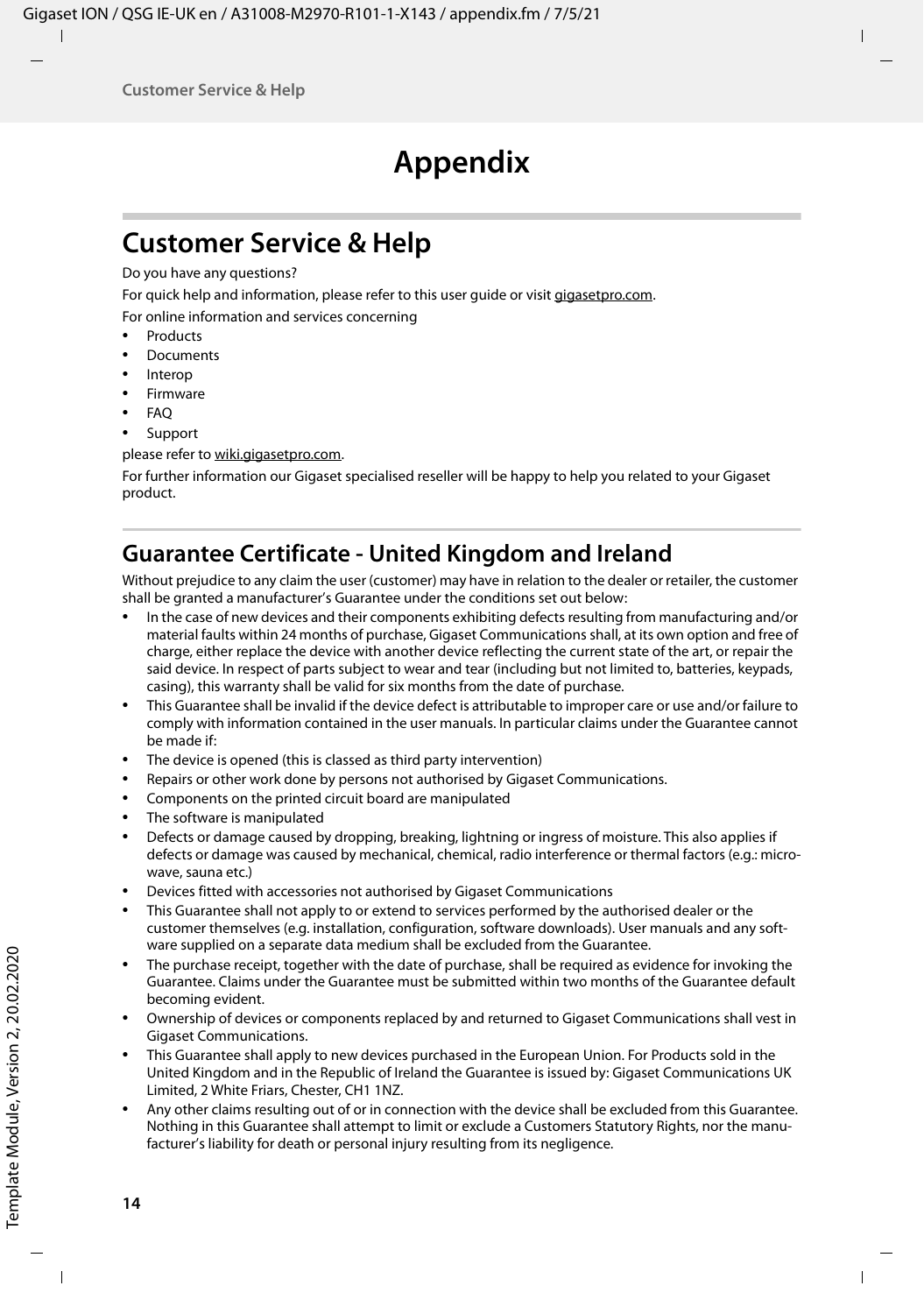# Appendix

## Customer Service & Help

Do you have any questions?

For quick help and information, please refer to this user guide or visit gigasetpro.com.

For online information and services concerning

- Products
- Documents
- Interop
- Firmware
- FAQ
- Support

please refer to wiki.gigasetpro.com.

For further information our Gigaset specialised reseller will be happy to help you related to your Gigaset product.

## Guarantee Certificate - United Kingdom and Ireland

Without prejudice to any claim the user (customer) may have in relation to the dealer or retailer, the customer shall be granted a manufacturer's Guarantee under the conditions set out below:

- In the case of new devices and their components exhibiting defects resulting from manufacturing and/or material faults within 24 months of purchase, Gigaset Communications shall, at its own option and free of charge, either replace the device with another device reflecting the current state of the art, or repair the said device. In respect of parts subject to wear and tear (including but not limited to, batteries, keypads, casing), this warranty shall be valid for six months from the date of purchase.
- This Guarantee shall be invalid if the device defect is attributable to improper care or use and/or failure to comply with information contained in the user manuals. In particular claims under the Guarantee cannot be made if:
- The device is opened (this is classed as third party intervention)
- Repairs or other work done by persons not authorised by Gigaset Communications.
- Components on the printed circuit board are manipulated
- The software is manipulated
- Defects or damage caused by dropping, breaking, lightning or ingress of moisture. This also applies if defects or damage was caused by mechanical, chemical, radio interference or thermal factors (e.g.: microwave, sauna etc.)
- Devices fitted with accessories not authorised by Gigaset Communications
- This Guarantee shall not apply to or extend to services performed by the authorised dealer or the customer themselves (e.g. installation, configuration, software downloads). User manuals and any software supplied on a separate data medium shall be excluded from the Guarantee.
- The purchase receipt, together with the date of purchase, shall be required as evidence for invoking the Guarantee. Claims under the Guarantee must be submitted within two months of the Guarantee default becoming evident.
- Ownership of devices or components replaced by and returned to Gigaset Communications shall vest in Gigaset Communications.
- This Guarantee shall apply to new devices purchased in the European Union. For Products sold in the United Kingdom and in the Republic of Ireland the Guarantee is issued by: Gigaset Communications UK Limited, 2 White Friars, Chester, CH1 1NZ.
- Any other claims resulting out of or in connection with the device shall be excluded from this Guarantee. Nothing in this Guarantee shall attempt to limit or exclude a Customers Statutory Rights, nor the manufacturer's liability for death or personal injury resulting from its negligence.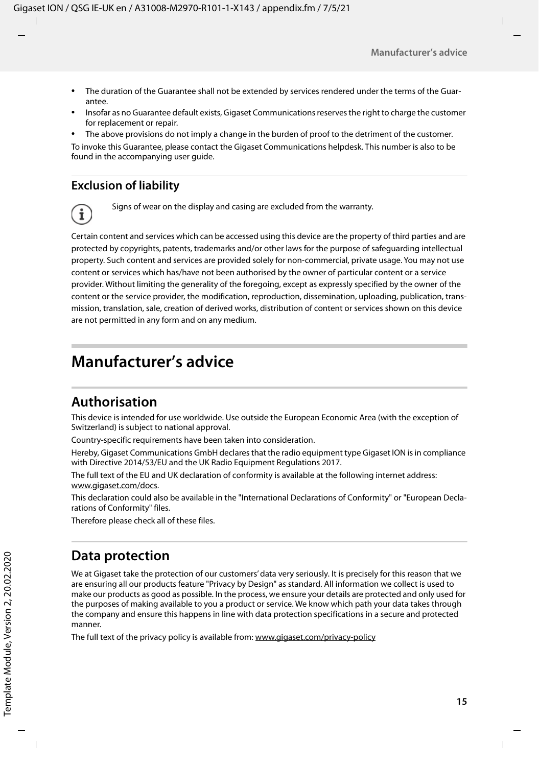- The duration of the Guarantee shall not be extended by services rendered under the terms of the Guarantee.
- Insofar as no Guarantee default exists, Gigaset Communications reserves the right to charge the customer for replacement or repair.
- The above provisions do not imply a change in the burden of proof to the detriment of the customer.

To invoke this Guarantee, please contact the Gigaset Communications helpdesk. This number is also to be found in the accompanying user guide.

### Exclusion of liability

Signs of wear on the display and casing are excluded from the warranty.

Certain content and services which can be accessed using this device are the property of third parties and are protected by copyrights, patents, trademarks and/or other laws for the purpose of safeguarding intellectual property. Such content and services are provided solely for non-commercial, private usage. You may not use content or services which has/have not been authorised by the owner of particular content or a service provider. Without limiting the generality of the foregoing, except as expressly specified by the owner of the content or the service provider, the modification, reproduction, dissemination, uploading, publication, transmission, translation, sale, creation of derived works, distribution of content or services shown on this device are not permitted in any form and on any medium.

# Manufacturer's advice

## Authorisation

This device is intended for use worldwide. Use outside the European Economic Area (with the exception of Switzerland) is subject to national approval.

Country-specific requirements have been taken into consideration.

Hereby, Gigaset Communications GmbH declares that the radio equipment type Gigaset ION is in compliance with Directive 2014/53/EU and the UK Radio Equipment Regulations 2017.

The full text of the EU and UK declaration of conformity is available at the following internet address: www.gigaset.com/docs.

This declaration could also be available in the "International Declarations of Conformity" or "European Declarations of Conformity" files.

Therefore please check all of these files.

## Data protection

We at Gigaset take the protection of our customers' data very seriously. It is precisely for this reason that we are ensuring all our products feature "Privacy by Design" as standard. All information we collect is used to make our products as good as possible. In the process, we ensure your details are protected and only used for the purposes of making available to you a product or service. We know which path your data takes through the company and ensure this happens in line with data protection specifications in a secure and protected manner.

The full text of the privacy policy is available from: www.gigaset.com/privacy-policy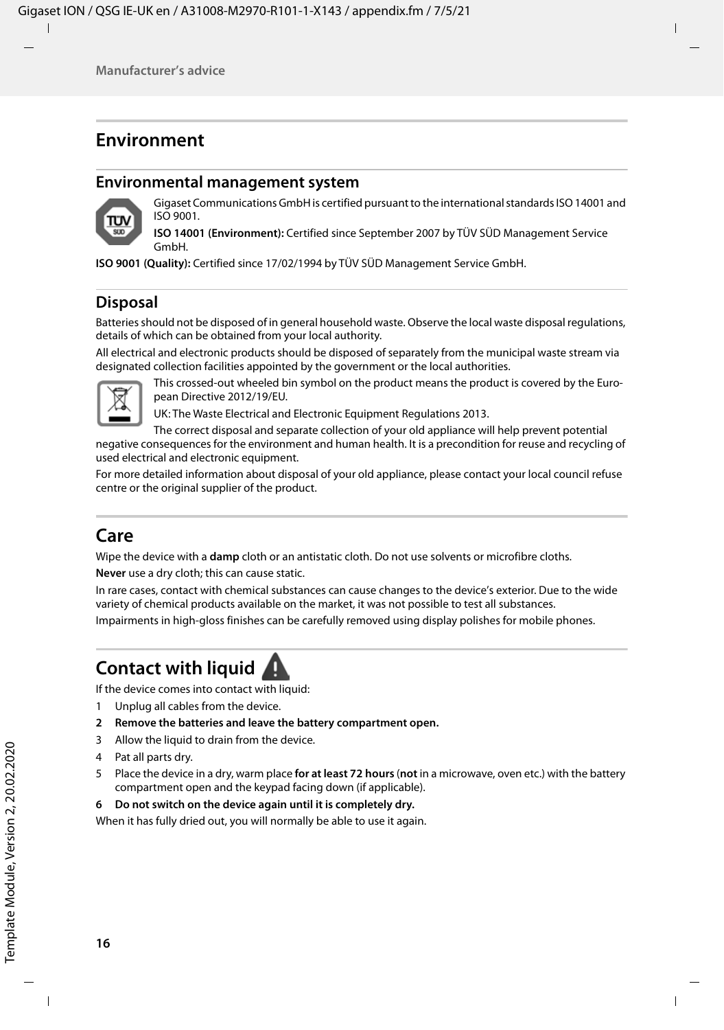# Environment

## Environmental management system

Gigaset Communications GmbH is certified pursuant to the international standards ISO 14001 and ISO 9001.

**ISO 14001 (Environment):** Certified since September 2007 by TÜV SÜD Management Service GmbH.

**ISO 9001 (Quality):** Certified since 17/02/1994 by TÜV SÜD Management Service GmbH.

## Disposal

Batteries should not be disposed of in general household waste. Observe the local waste disposal regulations, details of which can be obtained from your local authority.

All electrical and electronic products should be disposed of separately from the municipal waste stream via designated collection facilities appointed by the government or the local authorities.

This crossed-out wheeled bin symbol on the product means the product is covered by the European Directive 2012/19/EU.

UK: The Waste Electrical and Electronic Equipment Regulations 2013.

The correct disposal and separate collection of your old appliance will help prevent potential negative consequences for the environment and human health. It is a precondition for reuse and recycling of used electrical and electronic equipment.

For more detailed information about disposal of your old appliance, please contact your local council refuse centre or the original supplier of the product.

# Care

Wipe the device with a **damp** cloth or an antistatic cloth. Do not use solvents or microfibre cloths.

**Never** use a dry cloth; this can cause static.

In rare cases, contact with chemical substances can cause changes to the device's exterior. Due to the wide variety of chemical products available on the market, it was not possible to test all substances.

Impairments in high-gloss finishes can be carefully removed using display polishes for mobile phones.

# Contact with liquid

If the device comes into contact with liquid:

1 Unplug all cables from the device.

**2 Remove the batteries and leave the battery compartment open.**

3 Allow the liquid to drain from the device.

4 Pat all parts dry.

5 Place the device in a dry, warm place **for at least 72 hours** (**not** in a microwave, oven etc.) with the battery compartment open and the keypad facing down (if applicable).

**6 Do not switch on the device again until it is completely dry.**

When it has fully dried out, you will normally be able to use it again.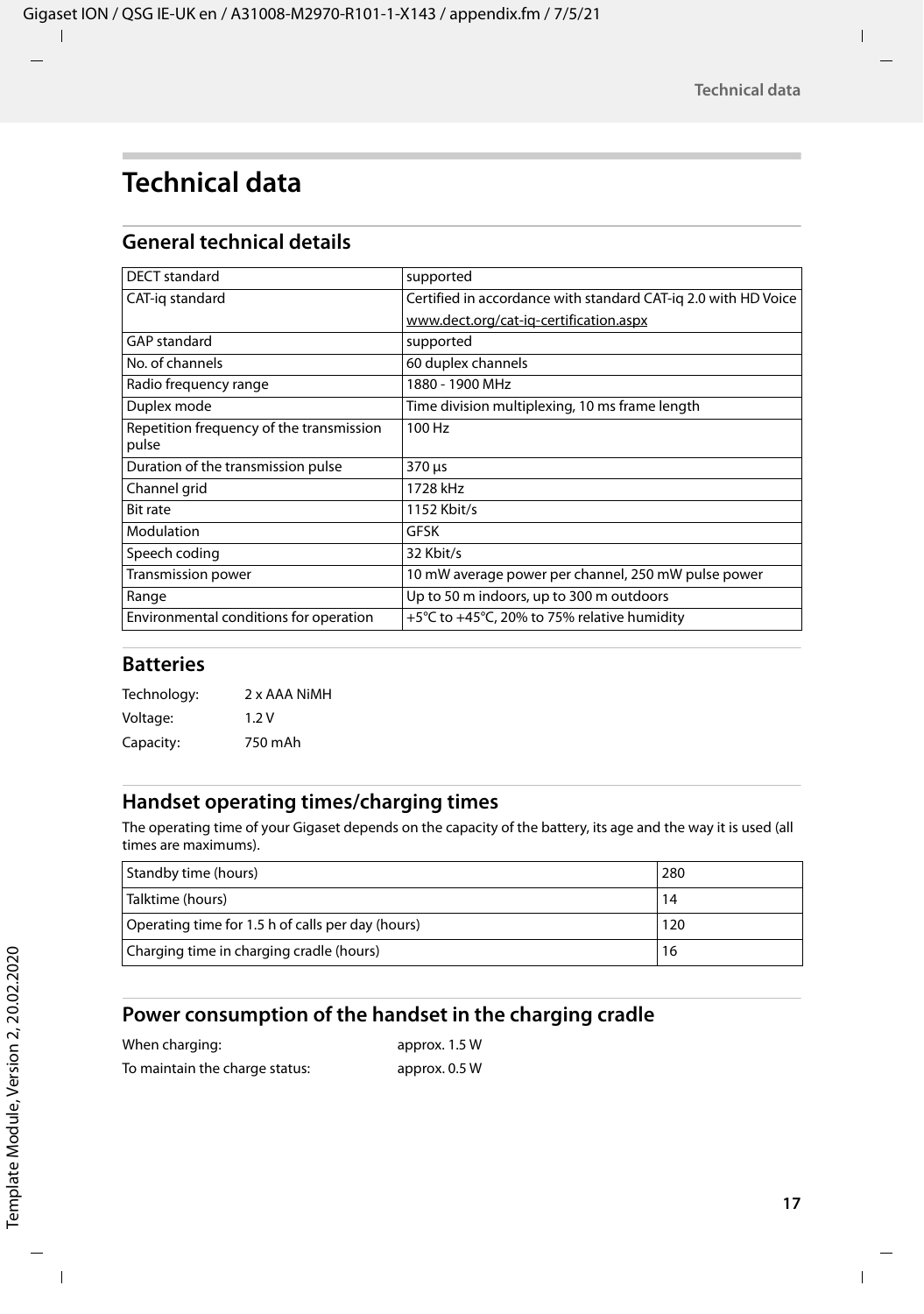# Technical data

## General technical details

| DECT standard | supported |
|---|---|
| CAT-iq standard | Certified in accordance with standard CAT-iq 2.0 with HD Voice<br>www.dect.org/cat-iq-certification.aspx |
| GAP standard | supported |
| No. of channels | 60 duplex channels |
| Radio frequency range | 1880 - 1900 MHz |
| Duplex mode | Time division multiplexing, 10 ms frame length |
| Repetition frequency of the transmission pulse | 100 Hz |
| Duration of the transmission pulse | 370 µs |
| Channel grid | 1728 kHz |
| Bit rate | 1152 Kbit/s |
| Modulation | GFSK |
| Speech coding | 32 Kbit/s |
| Transmission power | 10 mW average power per channel, 250 mW pulse power |
| Range | Up to 50 m indoors, up to 300 m outdoors |
| Environmental conditions for operation | +5°C to +45°C, 20% to 75% relative humidity |

## Batteries

Technology: 2 x AAA NiMH

Voltage: 1.2 V

Capacity: 750 mAh

## Handset operating times/charging times

The operating time of your Gigaset depends on the capacity of the battery, its age and the way it is used (all times are maximums).

| Standby time (hours) | 280 |
|---|---|
| Talktime (hours) | 14 |
| Operating time for 1.5 h of calls per day (hours) | 120 |
| Charging time in charging cradle (hours) | 16 |

## Power consumption of the handset in the charging cradle

When charging: approx. 1.5 W

To maintain the charge status: approx. 0.5 W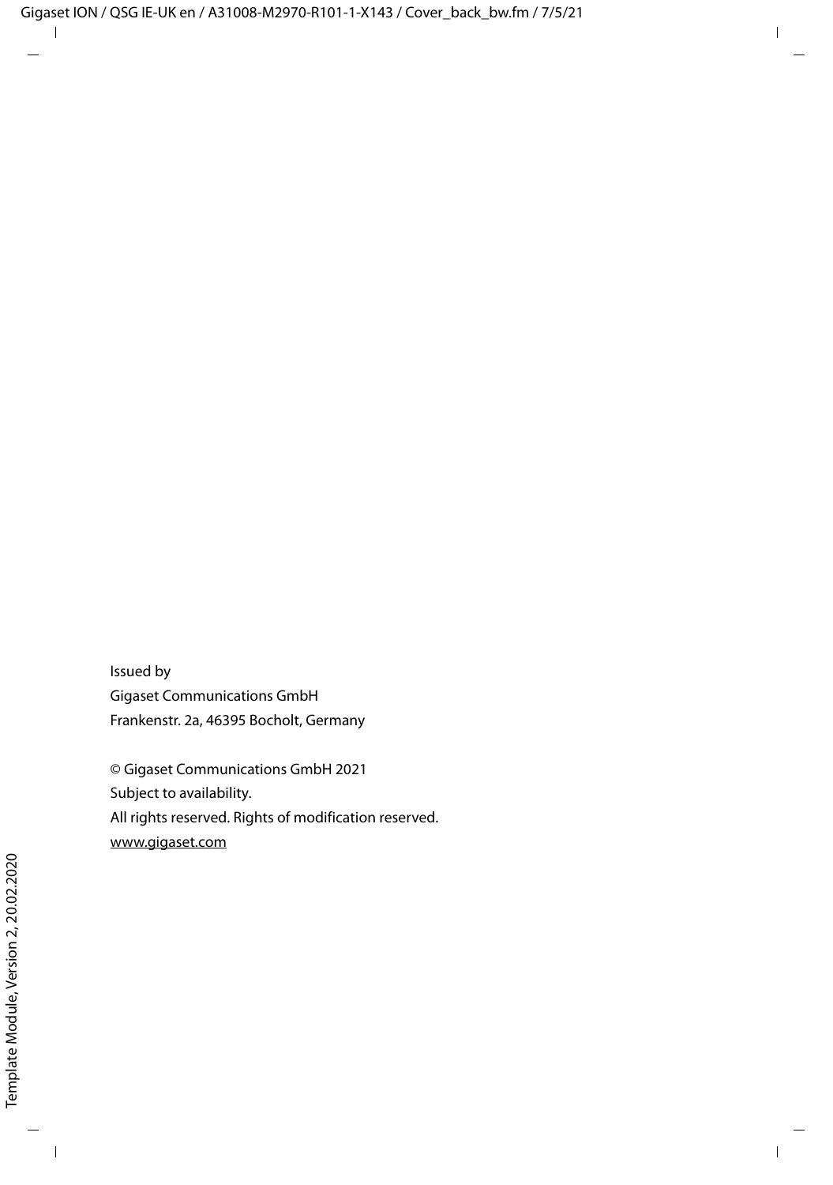Issued by
Gigaset Communications GmbH
Frankenstr. 2a, 46395 Bocholt, Germany

© Gigaset Communications GmbH 2021
Subject to availability.
All rights reserved. Rights of modification reserved.
www.gigaset.com